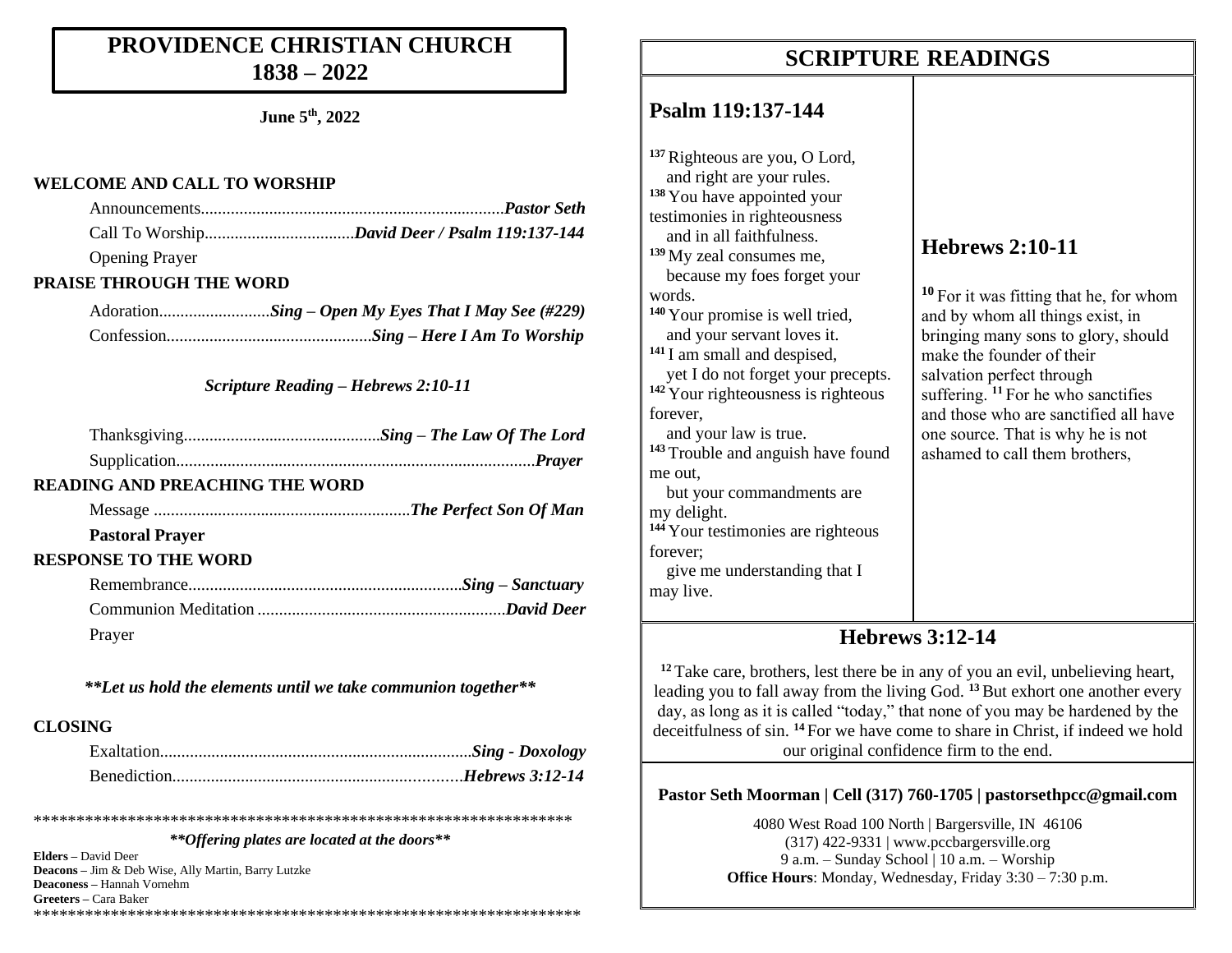# PROVIDENCE CHRISTIAN CHURCH 1838 – 2022

**June 5th, 2022**

### WELCOME AND CALL TO WORSHIP

Announcements....................................................................... ***Pastor Seth***

Call To Worship.................................. ***David Deer / Psalm 119:137-144***

Opening Prayer

### PRAISE THROUGH THE WORD

Adoration.......................... ***Sing – Open My Eyes That I May See (#229)***

Confession................................................ ***Sing – Here I Am To Worship***

***Scripture Reading – Hebrews 2:10-11***

Thanksgiving.............................................. ***Sing – The Law Of The Lord***

Supplication.................................................................................. ***Prayer***

### READING AND PREACHING THE WORD

Message ........................................................... ***The Perfect Son Of Man***

**Pastoral Prayer**

### RESPONSE TO THE WORD

Remembrance............................................................... ***Sing – Sanctuary***

Communion Meditation ......................................................... ***David Deer***

Prayer

***\*\*Let us hold the elements until we take communion together\*\****

### CLOSING

Exaltation........................................................................ ***Sing - Doxology***

Benediction.................................................................. ***Hebrews 3:12-14***

*****************************************************************

***\*\*Offering plates are located at the doors\*\****

**Elders –** David Deer
**Deacons –** Jim & Deb Wise, Ally Martin, Barry Lutzke
**Deaconess –** Hannah Vornehm
**Greeters –** Cara Baker

*****************************************************************

## SCRIPTURE READINGS

### Psalm 119:137-144

[137] Righteous are you, O Lord,
and right are your rules.
[138] You have appointed your testimonies in righteousness
and in all faithfulness.
[139] My zeal consumes me,
because my foes forget your words.
[140] Your promise is well tried,
and your servant loves it.
[141] I am small and despised,
yet I do not forget your precepts.
[142] Your righteousness is righteous forever,
and your law is true.
[143] Trouble and anguish have found me out,
but your commandments are my delight.
[144] Your testimonies are righteous forever;
give me understanding that I may live.

### Hebrews 2:10-11

[10] For it was fitting that he, for whom and by whom all things exist, in bringing many sons to glory, should make the founder of their salvation perfect through suffering. [11] For he who sanctifies and those who are sanctified all have one source. That is why he is not ashamed to call them brothers,

### Hebrews 3:12-14

[12] Take care, brothers, lest there be in any of you an evil, unbelieving heart, leading you to fall away from the living God. [13] But exhort one another every day, as long as it is called "today," that none of you may be hardened by the deceitfulness of sin. [14] For we have come to share in Christ, if indeed we hold our original confidence firm to the end.

**Pastor Seth Moorman | Cell (317) 760-1705 | pastorsethpcc@gmail.com**

4080 West Road 100 North | Bargersville, IN 46106
(317) 422-9331 | www.pccbargersville.org
9 a.m. – Sunday School | 10 a.m. – Worship
**Office Hours**: Monday, Wednesday, Friday 3:30 – 7:30 p.m.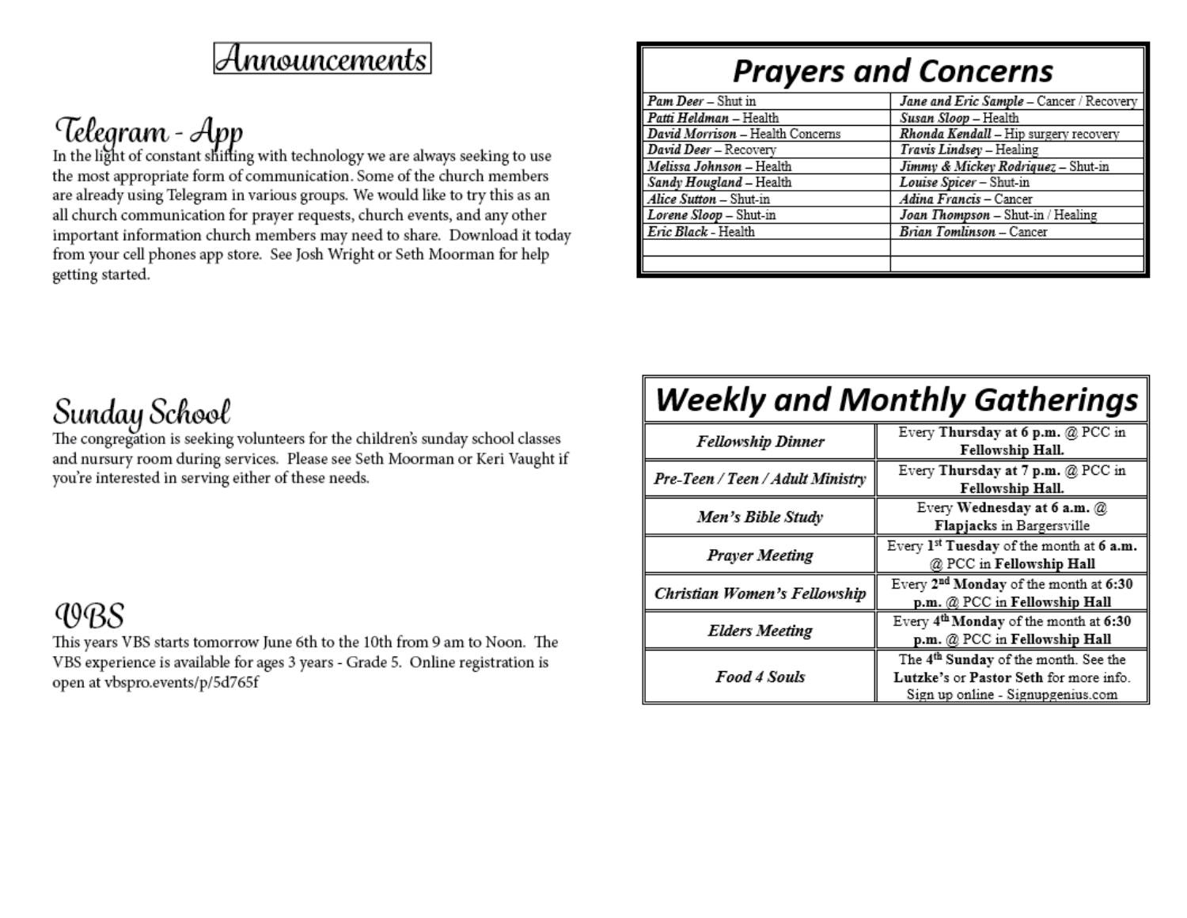# Announcements

## Telegram - App

In the light of constant shifting with technology we are always seeking to use the most appropriate form of communication. Some of the church members are already using Telegram in various groups. We would like to try this as an all church communication for prayer requests, church events, and any other important information church members may need to share. Download it today from your cell phones app store. See Josh Wright or Seth Moorman for help getting started.

## Sunday School

The congregation is seeking volunteers for the children's sunday school classes and nursury room during services. Please see Seth Moorman or Keri Vaught if you're interested in serving either of these needs.

## VBS

This years VBS starts tomorrow June 6th to the 10th from 9 am to Noon. The VBS experience is available for ages 3 years - Grade 5. Online registration is open at vbspro.events/p/5d765f

## Prayers and Concerns

| | |
|---|---|
| *Pam Deer* – Shut in | *Jane and Eric Sample* – Cancer / Recovery |
| *Patti Heldman* – Health | *Susan Sloop* – Health |
| *David Morrison* – Health Concerns | *Rhonda Kendall* – Hip surgery recovery |
| *David Deer* – Recovery | *Travis Lindsey* – Healing |
| *Melissa Johnson* – Health | *Jimmy & Mickey Rodriquez* – Shut-in |
| *Sandy Hougland* – Health | *Louise Spicer* – Shut-in |
| *Alice Sutton* – Shut-in | *Adina Francis* – Cancer |
| *Lorene Sloop* – Shut-in | *Joan Thompson* – Shut-in / Healing |
| *Eric Black* - Health | *Brian Tomlinson* – Cancer |
| | |
| | |

## Weekly and Monthly Gatherings

| | |
|---|---|
| ***Fellowship Dinner*** | Every **Thursday at 6 p.m.** @ PCC in **Fellowship Hall.** |
| ***Pre-Teen / Teen / Adult Ministry*** | Every **Thursday at 7 p.m.** @ PCC in **Fellowship Hall.** |
| ***Men's Bible Study*** | Every **Wednesday at 6 a.m.** @ **Flapjacks** in Bargersville |
| ***Prayer Meeting*** | Every **1st Tuesday** of the month at **6 a.m.** @ PCC in **Fellowship Hall** |
| ***Christian Women's Fellowship*** | Every **2nd Monday** of the month at **6:30 p.m.** @ PCC in **Fellowship Hall** |
| ***Elders Meeting*** | Every **4th Monday** of the month at **6:30 p.m.** @ PCC in **Fellowship Hall** |
| ***Food 4 Souls*** | The **4th Sunday** of the month. See the **Lutzke's** or **Pastor Seth** for more info. Sign up online - Signupgenius.com |